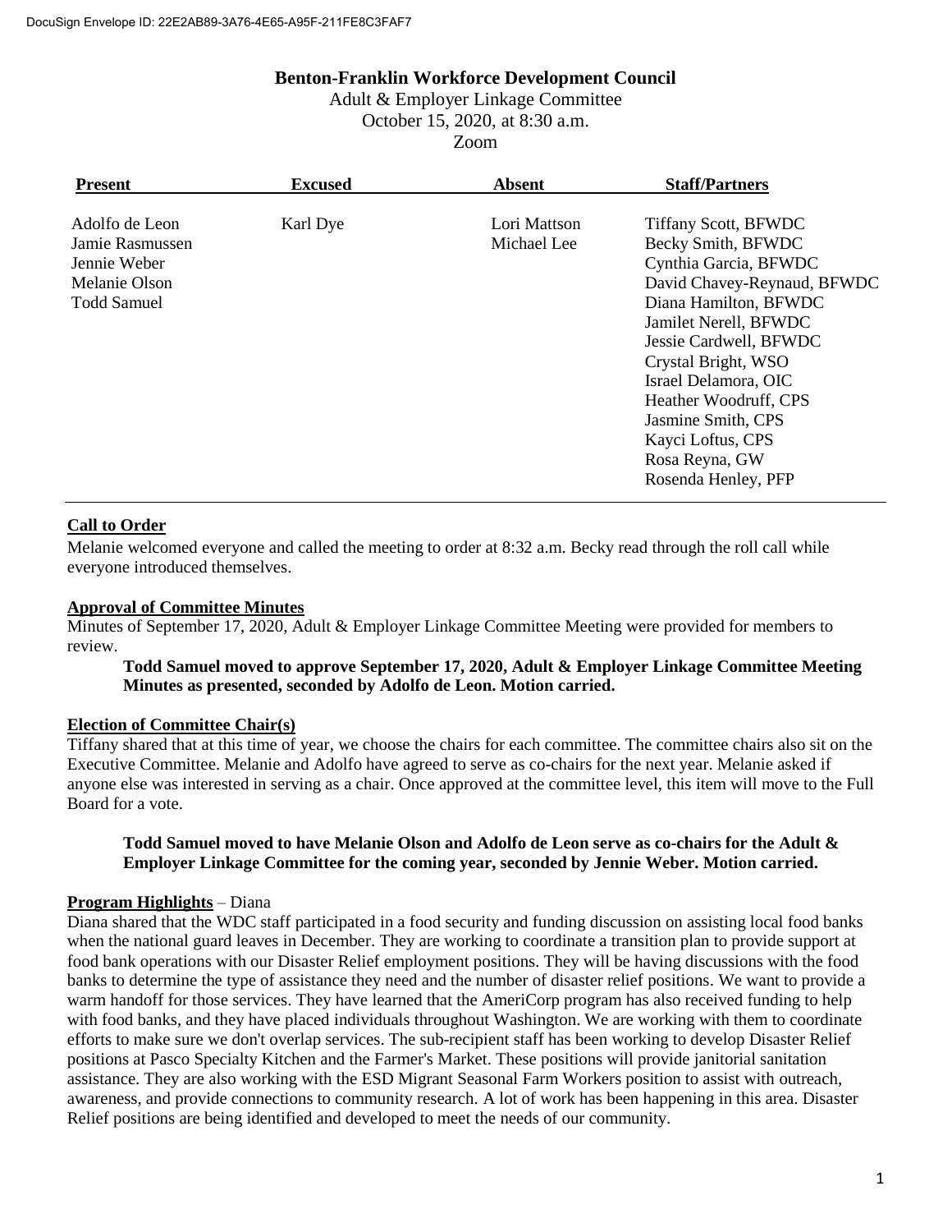# Benton-Franklin Workforce Development Council

Adult & Employer Linkage Committee
October 15, 2020, at 8:30 a.m.
Zoom

| Present | Excused | Absent | Staff/Partners |
|---|---|---|---|
| Adolfo de Leon | Karl Dye | Lori Mattson | Tiffany Scott, BFWDC |
| Jamie Rasmussen | | Michael Lee | Becky Smith, BFWDC |
| Jennie Weber | | | Cynthia Garcia, BFWDC |
| Melanie Olson | | | David Chavey-Reynaud, BFWDC |
| Todd Samuel | | | Diana Hamilton, BFWDC |
| | | | Jamilet Nerell, BFWDC |
| | | | Jessie Cardwell, BFWDC |
| | | | Crystal Bright, WSO |
| | | | Israel Delamora, OIC |
| | | | Heather Woodruff, CPS |
| | | | Jasmine Smith, CPS |
| | | | Kayci Loftus, CPS |
| | | | Rosa Reyna, GW |
| | | | Rosenda Henley, PFP |

## Call to Order

Melanie welcomed everyone and called the meeting to order at 8:32 a.m. Becky read through the roll call while everyone introduced themselves.

## Approval of Committee Minutes

Minutes of September 17, 2020, Adult & Employer Linkage Committee Meeting were provided for members to review.

> **Todd Samuel moved to approve September 17, 2020, Adult & Employer Linkage Committee Meeting Minutes as presented, seconded by Adolfo de Leon. Motion carried.**

## Election of Committee Chair(s)

Tiffany shared that at this time of year, we choose the chairs for each committee. The committee chairs also sit on the Executive Committee. Melanie and Adolfo have agreed to serve as co-chairs for the next year. Melanie asked if anyone else was interested in serving as a chair. Once approved at the committee level, this item will move to the Full Board for a vote.

> **Todd Samuel moved to have Melanie Olson and Adolfo de Leon serve as co-chairs for the Adult & Employer Linkage Committee for the coming year, seconded by Jennie Weber. Motion carried.**

## Program Highlights – Diana

Diana shared that the WDC staff participated in a food security and funding discussion on assisting local food banks when the national guard leaves in December. They are working to coordinate a transition plan to provide support at food bank operations with our Disaster Relief employment positions. They will be having discussions with the food banks to determine the type of assistance they need and the number of disaster relief positions. We want to provide a warm handoff for those services. They have learned that the AmeriCorp program has also received funding to help with food banks, and they have placed individuals throughout Washington. We are working with them to coordinate efforts to make sure we don't overlap services. The sub-recipient staff has been working to develop Disaster Relief positions at Pasco Specialty Kitchen and the Farmer's Market. These positions will provide janitorial sanitation assistance. They are also working with the ESD Migrant Seasonal Farm Workers position to assist with outreach, awareness, and provide connections to community research. A lot of work has been happening in this area. Disaster Relief positions are being identified and developed to meet the needs of our community.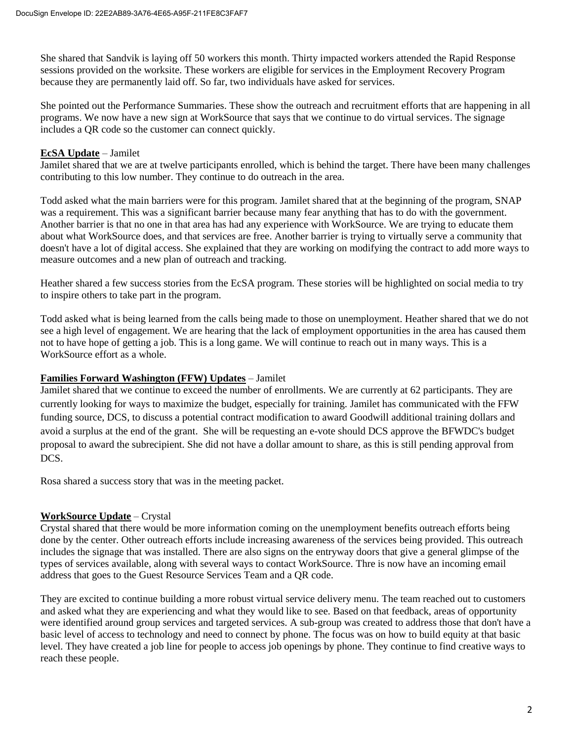She shared that Sandvik is laying off 50 workers this month. Thirty impacted workers attended the Rapid Response sessions provided on the worksite. These workers are eligible for services in the Employment Recovery Program because they are permanently laid off. So far, two individuals have asked for services.

She pointed out the Performance Summaries. These show the outreach and recruitment efforts that are happening in all programs. We now have a new sign at WorkSource that says that we continue to do virtual services. The signage includes a QR code so the customer can connect quickly.

**EcSA Update** – Jamilet

Jamilet shared that we are at twelve participants enrolled, which is behind the target. There have been many challenges contributing to this low number. They continue to do outreach in the area.

Todd asked what the main barriers were for this program. Jamilet shared that at the beginning of the program, SNAP was a requirement. This was a significant barrier because many fear anything that has to do with the government. Another barrier is that no one in that area has had any experience with WorkSource. We are trying to educate them about what WorkSource does, and that services are free. Another barrier is trying to virtually serve a community that doesn't have a lot of digital access. She explained that they are working on modifying the contract to add more ways to measure outcomes and a new plan of outreach and tracking.

Heather shared a few success stories from the EcSA program. These stories will be highlighted on social media to try to inspire others to take part in the program.

Todd asked what is being learned from the calls being made to those on unemployment. Heather shared that we do not see a high level of engagement. We are hearing that the lack of employment opportunities in the area has caused them not to have hope of getting a job. This is a long game. We will continue to reach out in many ways. This is a WorkSource effort as a whole.

**Families Forward Washington (FFW) Updates** – Jamilet

Jamilet shared that we continue to exceed the number of enrollments. We are currently at 62 participants. They are currently looking for ways to maximize the budget, especially for training. Jamilet has communicated with the FFW funding source, DCS, to discuss a potential contract modification to award Goodwill additional training dollars and avoid a surplus at the end of the grant. She will be requesting an e-vote should DCS approve the BFWDC's budget proposal to award the subrecipient. She did not have a dollar amount to share, as this is still pending approval from DCS.

Rosa shared a success story that was in the meeting packet.

**WorkSource Update** – Crystal

Crystal shared that there would be more information coming on the unemployment benefits outreach efforts being done by the center. Other outreach efforts include increasing awareness of the services being provided. This outreach includes the signage that was installed. There are also signs on the entryway doors that give a general glimpse of the types of services available, along with several ways to contact WorkSource. Thre is now have an incoming email address that goes to the Guest Resource Services Team and a QR code.

They are excited to continue building a more robust virtual service delivery menu. The team reached out to customers and asked what they are experiencing and what they would like to see. Based on that feedback, areas of opportunity were identified around group services and targeted services. A sub-group was created to address those that don't have a basic level of access to technology and need to connect by phone. The focus was on how to build equity at that basic level. They have created a job line for people to access job openings by phone. They continue to find creative ways to reach these people.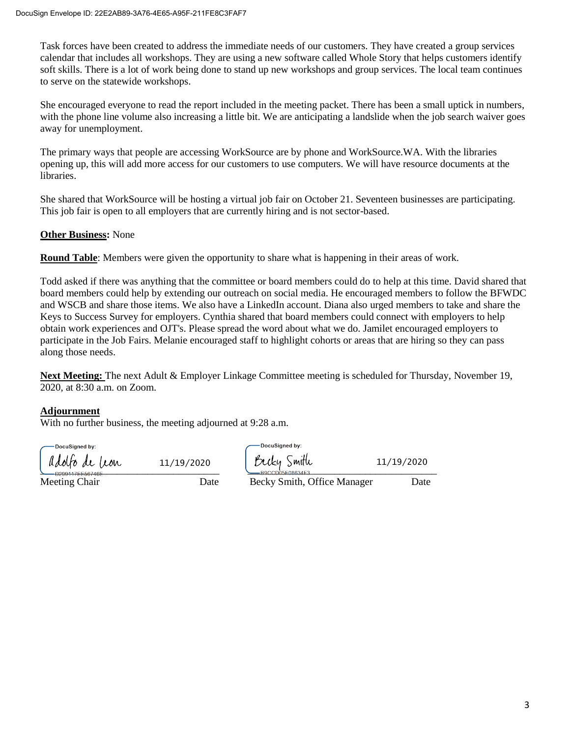Task forces have been created to address the immediate needs of our customers. They have created a group services calendar that includes all workshops. They are using a new software called Whole Story that helps customers identify soft skills. There is a lot of work being done to stand up new workshops and group services. The local team continues to serve on the statewide workshops.

She encouraged everyone to read the report included in the meeting packet. There has been a small uptick in numbers, with the phone line volume also increasing a little bit. We are anticipating a landslide when the job search waiver goes away for unemployment.

The primary ways that people are accessing WorkSource are by phone and WorkSource.WA. With the libraries opening up, this will add more access for our customers to use computers. We will have resource documents at the libraries.

She shared that WorkSource will be hosting a virtual job fair on October 21. Seventeen businesses are participating. This job fair is open to all employers that are currently hiring and is not sector-based.

**Other Business:** None

**Round Table**: Members were given the opportunity to share what is happening in their areas of work.

Todd asked if there was anything that the committee or board members could do to help at this time. David shared that board members could help by extending our outreach on social media. He encouraged members to follow the BFWDC and WSCB and share those items. We also have a LinkedIn account. Diana also urged members to take and share the Keys to Success Survey for employers. Cynthia shared that board members could connect with employers to help obtain work experiences and OJT's. Please spread the word about what we do. Jamilet encouraged employers to participate in the Job Fairs. Melanie encouraged staff to highlight cohorts or areas that are hiring so they can pass along those needs.

**Next Meeting:** The next Adult & Employer Linkage Committee meeting is scheduled for Thursday, November 19, 2020, at 8:30 a.m. on Zoom.

**Adjournment**

With no further business, the meeting adjourned at 9:28 a.m.

DocuSigned by: Adolfo de Leon — 11/19/2020

Meeting Chair — Date

DocuSigned by: Becky Smith — 11/19/2020

Becky Smith, Office Manager — Date